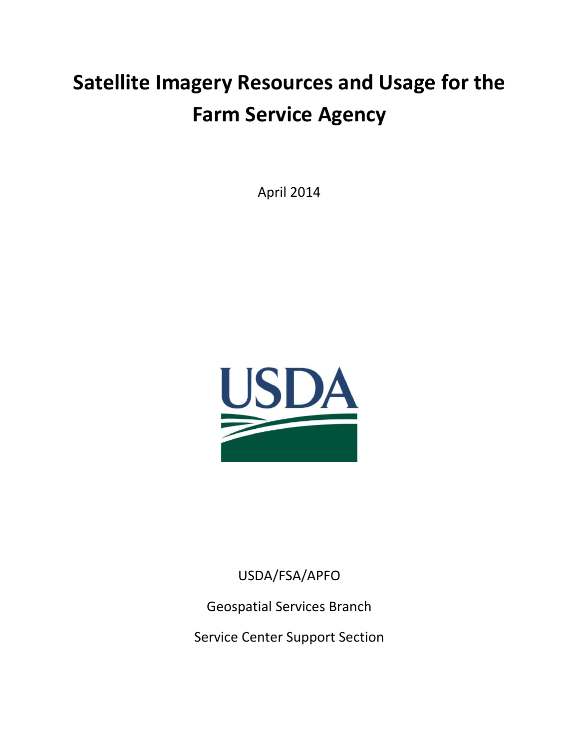# Satellite Imagery Resources and Usage for the Farm Service Agency

April 2014

USDA/FSA/APFO

Geospatial Services Branch

Service Center Support Section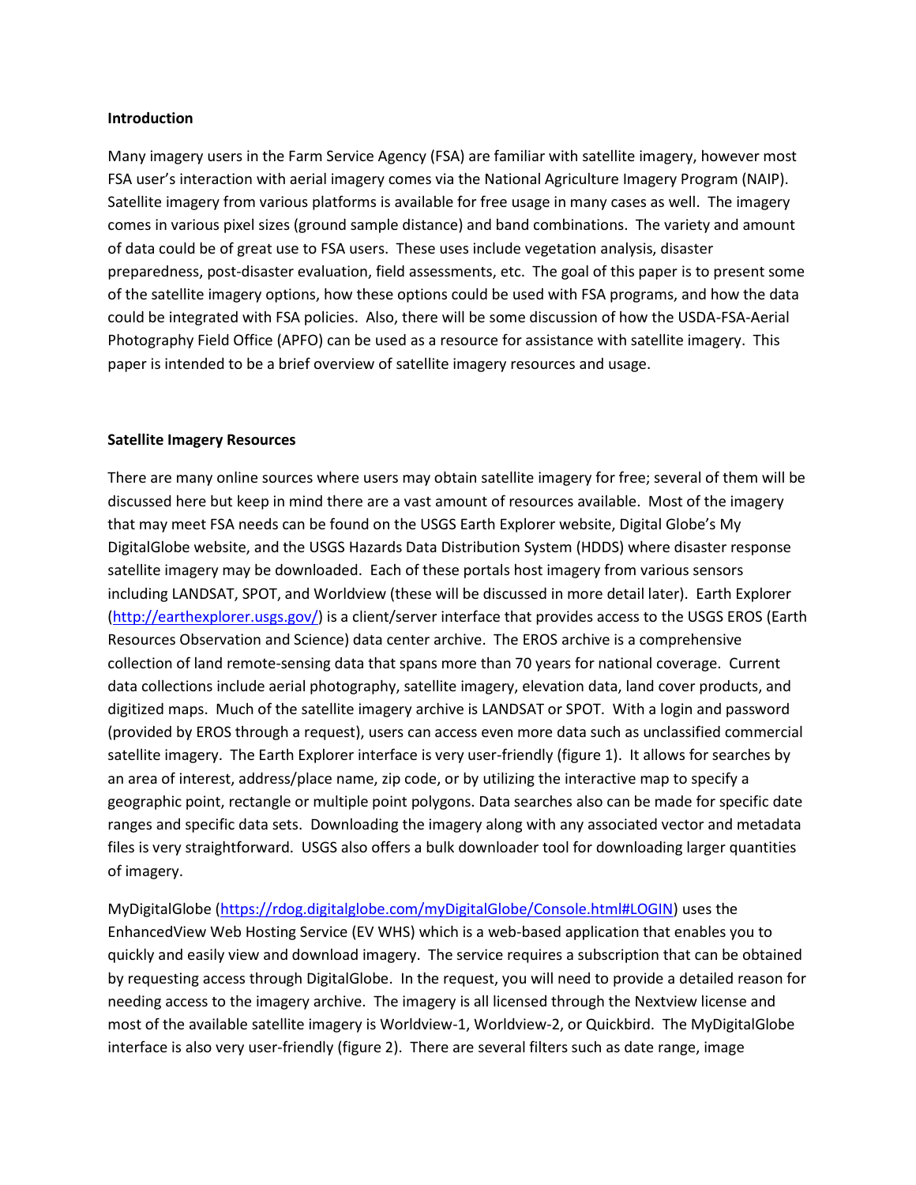**Introduction**

Many imagery users in the Farm Service Agency (FSA) are familiar with satellite imagery, however most FSA user's interaction with aerial imagery comes via the National Agriculture Imagery Program (NAIP). Satellite imagery from various platforms is available for free usage in many cases as well. The imagery comes in various pixel sizes (ground sample distance) and band combinations. The variety and amount of data could be of great use to FSA users. These uses include vegetation analysis, disaster preparedness, post-disaster evaluation, field assessments, etc. The goal of this paper is to present some of the satellite imagery options, how these options could be used with FSA programs, and how the data could be integrated with FSA policies. Also, there will be some discussion of how the USDA-FSA-Aerial Photography Field Office (APFO) can be used as a resource for assistance with satellite imagery. This paper is intended to be a brief overview of satellite imagery resources and usage.

**Satellite Imagery Resources**

There are many online sources where users may obtain satellite imagery for free; several of them will be discussed here but keep in mind there are a vast amount of resources available. Most of the imagery that may meet FSA needs can be found on the USGS Earth Explorer website, Digital Globe's My DigitalGlobe website, and the USGS Hazards Data Distribution System (HDDS) where disaster response satellite imagery may be downloaded. Each of these portals host imagery from various sensors including LANDSAT, SPOT, and Worldview (these will be discussed in more detail later). Earth Explorer (http://earthexplorer.usgs.gov/) is a client/server interface that provides access to the USGS EROS (Earth Resources Observation and Science) data center archive. The EROS archive is a comprehensive collection of land remote-sensing data that spans more than 70 years for national coverage. Current data collections include aerial photography, satellite imagery, elevation data, land cover products, and digitized maps. Much of the satellite imagery archive is LANDSAT or SPOT. With a login and password (provided by EROS through a request), users can access even more data such as unclassified commercial satellite imagery. The Earth Explorer interface is very user-friendly (figure 1). It allows for searches by an area of interest, address/place name, zip code, or by utilizing the interactive map to specify a geographic point, rectangle or multiple point polygons. Data searches also can be made for specific date ranges and specific data sets. Downloading the imagery along with any associated vector and metadata files is very straightforward. USGS also offers a bulk downloader tool for downloading larger quantities of imagery.

MyDigitalGlobe (https://rdog.digitalglobe.com/myDigitalGlobe/Console.html#LOGIN) uses the EnhancedView Web Hosting Service (EV WHS) which is a web-based application that enables you to quickly and easily view and download imagery. The service requires a subscription that can be obtained by requesting access through DigitalGlobe. In the request, you will need to provide a detailed reason for needing access to the imagery archive. The imagery is all licensed through the Nextview license and most of the available satellite imagery is Worldview-1, Worldview-2, or Quickbird. The MyDigitalGlobe interface is also very user-friendly (figure 2). There are several filters such as date range, image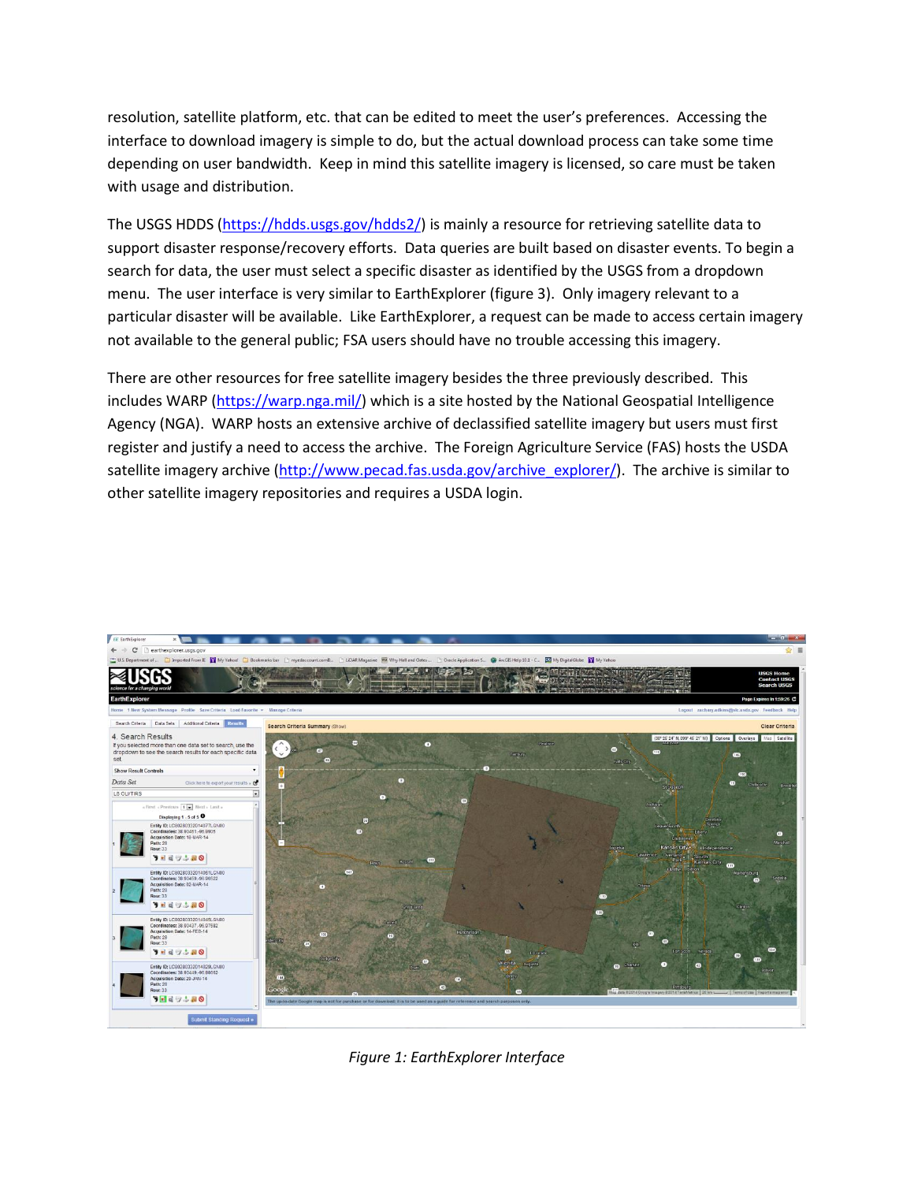resolution, satellite platform, etc. that can be edited to meet the user's preferences. Accessing the interface to download imagery is simple to do, but the actual download process can take some time depending on user bandwidth. Keep in mind this satellite imagery is licensed, so care must be taken with usage and distribution.

The USGS HDDS (https://hdds.usgs.gov/hdds2/) is mainly a resource for retrieving satellite data to support disaster response/recovery efforts. Data queries are built based on disaster events. To begin a search for data, the user must select a specific disaster as identified by the USGS from a dropdown menu. The user interface is very similar to EarthExplorer (figure 3). Only imagery relevant to a particular disaster will be available. Like EarthExplorer, a request can be made to access certain imagery not available to the general public; FSA users should have no trouble accessing this imagery.

There are other resources for free satellite imagery besides the three previously described. This includes WARP (https://warp.nga.mil/) which is a site hosted by the National Geospatial Intelligence Agency (NGA). WARP hosts an extensive archive of declassified satellite imagery but users must first register and justify a need to access the archive. The Foreign Agriculture Service (FAS) hosts the USDA satellite imagery archive (http://www.pecad.fas.usda.gov/archive_explorer/). The archive is similar to other satellite imagery repositories and requires a USDA login.

*Figure 1: EarthExplorer Interface*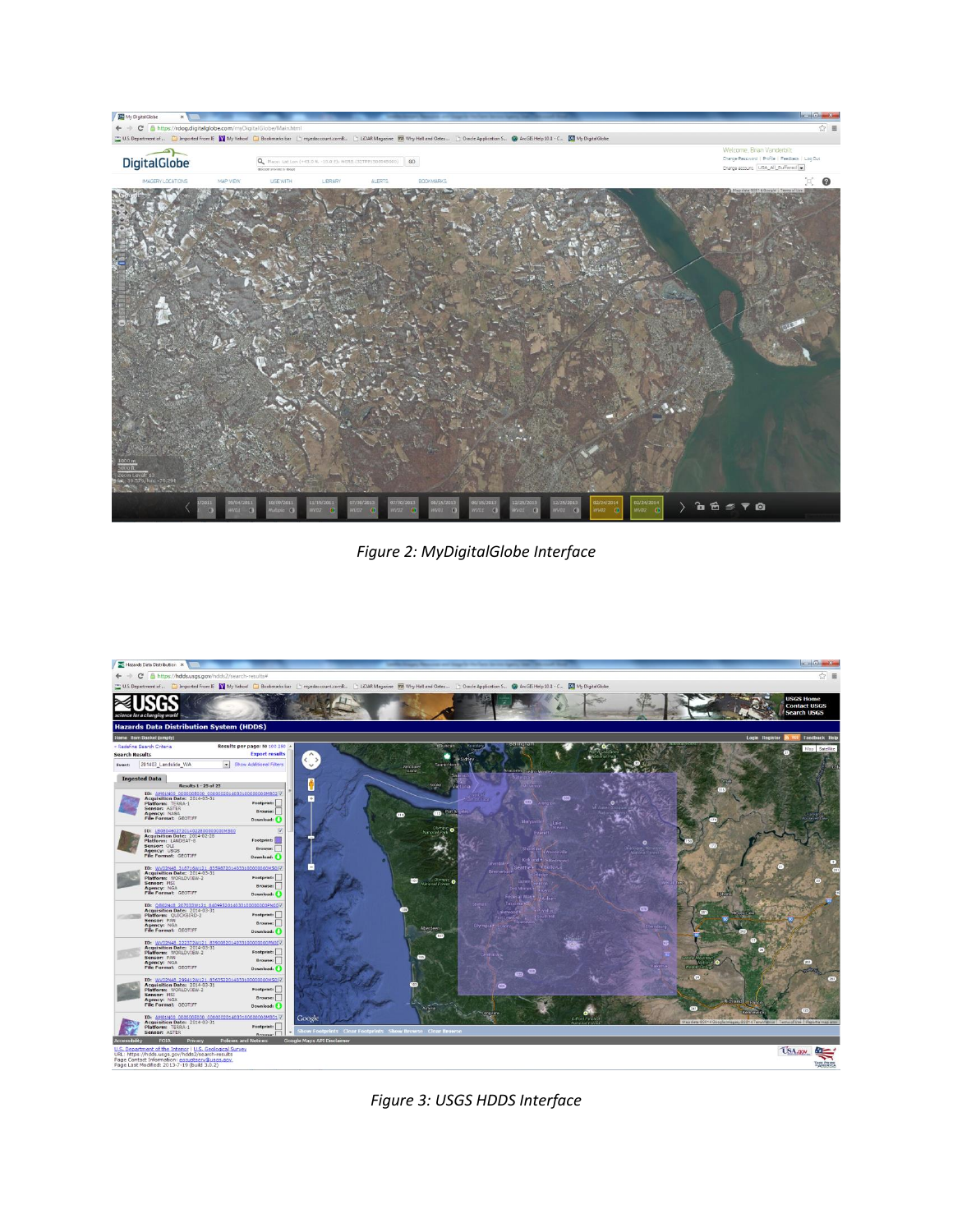*Figure 2: MyDigitalGlobe Interface*

*Figure 3: USGS HDDS Interface*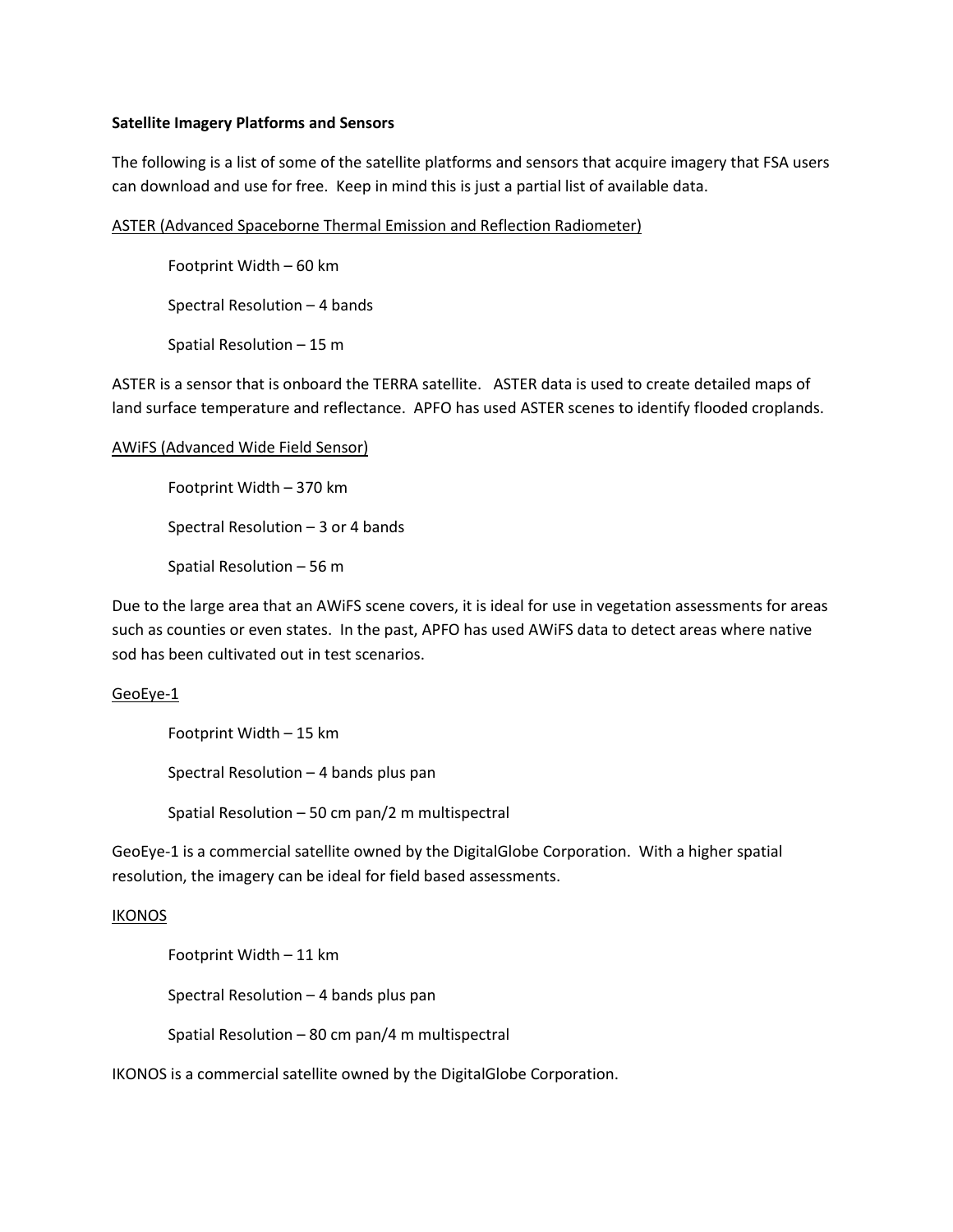**Satellite Imagery Platforms and Sensors**

The following is a list of some of the satellite platforms and sensors that acquire imagery that FSA users can download and use for free. Keep in mind this is just a partial list of available data.

<u>ASTER (Advanced Spaceborne Thermal Emission and Reflection Radiometer)</u>

Footprint Width – 60 km

Spectral Resolution – 4 bands

Spatial Resolution – 15 m

ASTER is a sensor that is onboard the TERRA satellite. ASTER data is used to create detailed maps of land surface temperature and reflectance. APFO has used ASTER scenes to identify flooded croplands.

<u>AWiFS (Advanced Wide Field Sensor)</u>

Footprint Width – 370 km

Spectral Resolution – 3 or 4 bands

Spatial Resolution – 56 m

Due to the large area that an AWiFS scene covers, it is ideal for use in vegetation assessments for areas such as counties or even states. In the past, APFO has used AWiFS data to detect areas where native sod has been cultivated out in test scenarios.

<u>GeoEye-1</u>

Footprint Width – 15 km

Spectral Resolution – 4 bands plus pan

Spatial Resolution – 50 cm pan/2 m multispectral

GeoEye-1 is a commercial satellite owned by the DigitalGlobe Corporation. With a higher spatial resolution, the imagery can be ideal for field based assessments.

<u>IKONOS</u>

Footprint Width – 11 km

Spectral Resolution – 4 bands plus pan

Spatial Resolution – 80 cm pan/4 m multispectral

IKONOS is a commercial satellite owned by the DigitalGlobe Corporation.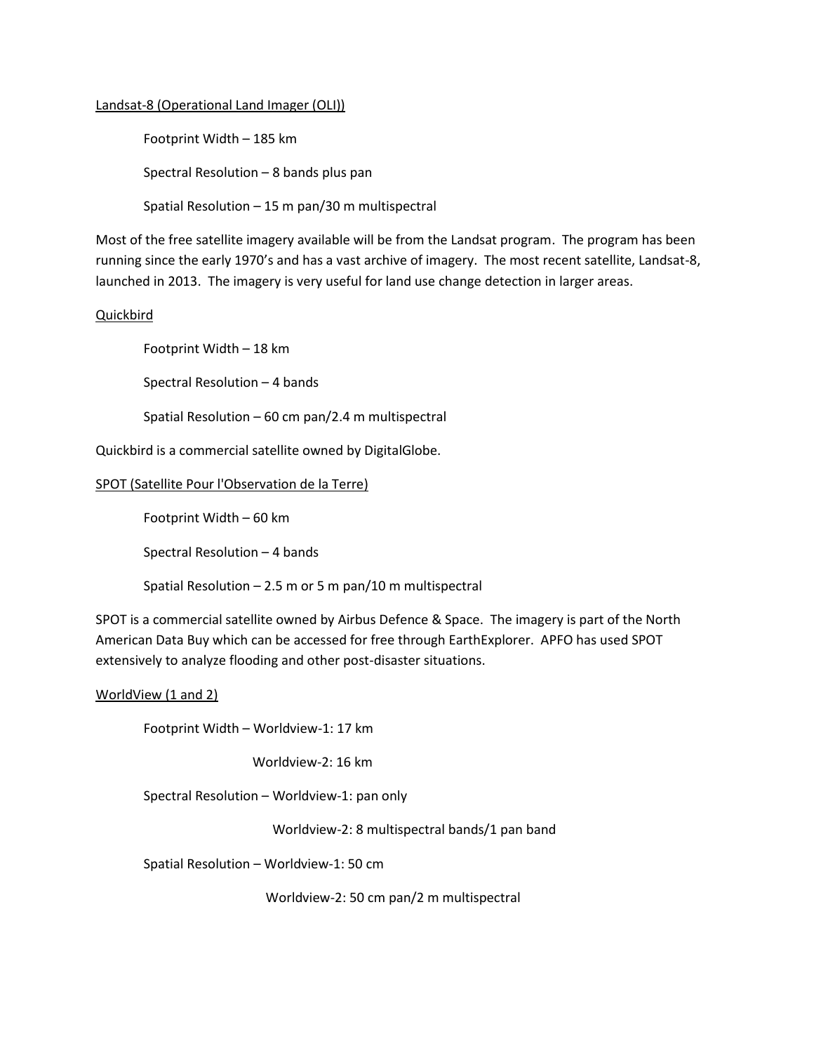<u>Landsat-8 (Operational Land Imager (OLI))</u>

Footprint Width – 185 km

Spectral Resolution – 8 bands plus pan

Spatial Resolution – 15 m pan/30 m multispectral

Most of the free satellite imagery available will be from the Landsat program. The program has been running since the early 1970's and has a vast archive of imagery. The most recent satellite, Landsat-8, launched in 2013. The imagery is very useful for land use change detection in larger areas.

<u>Quickbird</u>

Footprint Width – 18 km

Spectral Resolution – 4 bands

Spatial Resolution – 60 cm pan/2.4 m multispectral

Quickbird is a commercial satellite owned by DigitalGlobe.

<u>SPOT (Satellite Pour l'Observation de la Terre)</u>

Footprint Width – 60 km

Spectral Resolution – 4 bands

Spatial Resolution – 2.5 m or 5 m pan/10 m multispectral

SPOT is a commercial satellite owned by Airbus Defence & Space. The imagery is part of the North American Data Buy which can be accessed for free through EarthExplorer. APFO has used SPOT extensively to analyze flooding and other post-disaster situations.

<u>WorldView (1 and 2)</u>

Footprint Width – Worldview-1: 17 km

Worldview-2: 16 km

Spectral Resolution – Worldview-1: pan only

Worldview-2: 8 multispectral bands/1 pan band

Spatial Resolution – Worldview-1: 50 cm

Worldview-2: 50 cm pan/2 m multispectral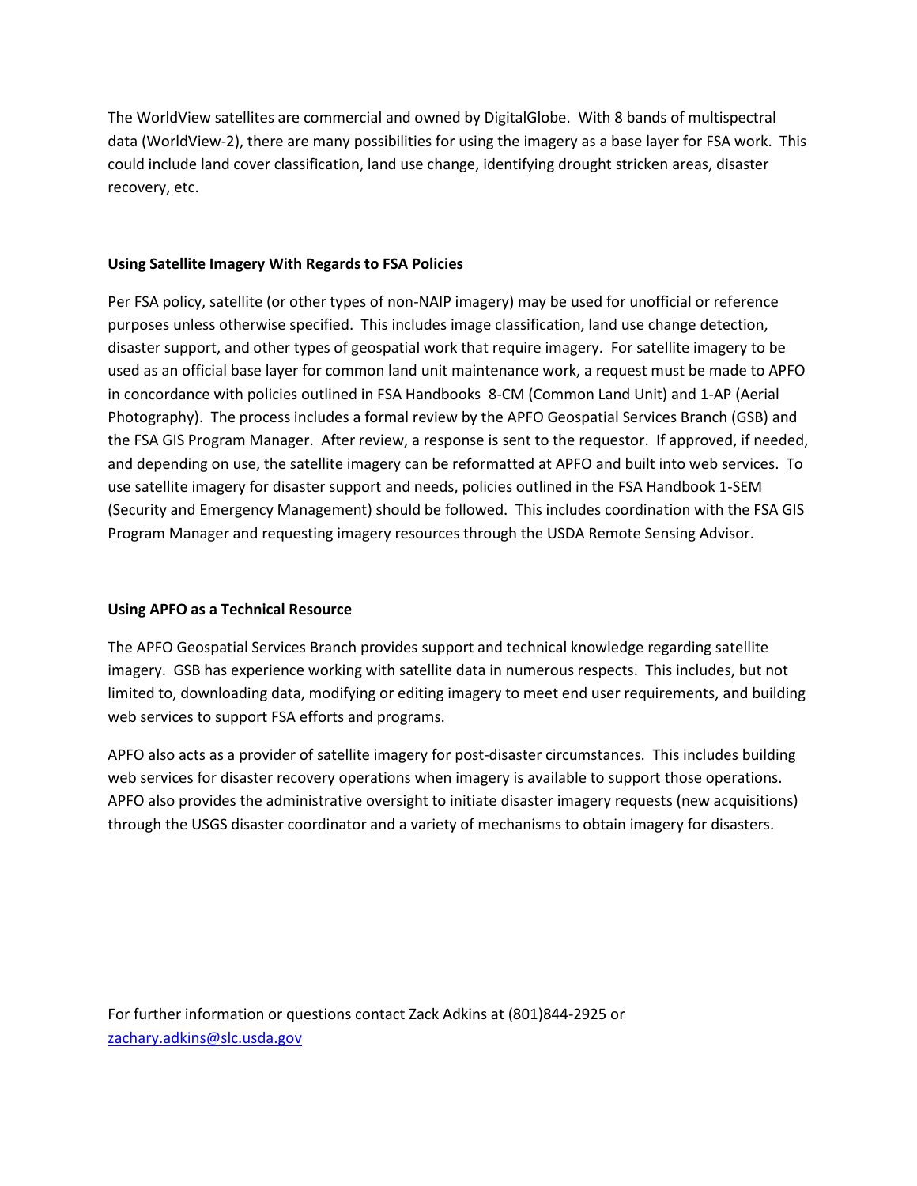The WorldView satellites are commercial and owned by DigitalGlobe. With 8 bands of multispectral data (WorldView-2), there are many possibilities for using the imagery as a base layer for FSA work. This could include land cover classification, land use change, identifying drought stricken areas, disaster recovery, etc.

**Using Satellite Imagery With Regards to FSA Policies**

Per FSA policy, satellite (or other types of non-NAIP imagery) may be used for unofficial or reference purposes unless otherwise specified. This includes image classification, land use change detection, disaster support, and other types of geospatial work that require imagery. For satellite imagery to be used as an official base layer for common land unit maintenance work, a request must be made to APFO in concordance with policies outlined in FSA Handbooks 8-CM (Common Land Unit) and 1-AP (Aerial Photography). The process includes a formal review by the APFO Geospatial Services Branch (GSB) and the FSA GIS Program Manager. After review, a response is sent to the requestor. If approved, if needed, and depending on use, the satellite imagery can be reformatted at APFO and built into web services. To use satellite imagery for disaster support and needs, policies outlined in the FSA Handbook 1-SEM (Security and Emergency Management) should be followed. This includes coordination with the FSA GIS Program Manager and requesting imagery resources through the USDA Remote Sensing Advisor.

**Using APFO as a Technical Resource**

The APFO Geospatial Services Branch provides support and technical knowledge regarding satellite imagery. GSB has experience working with satellite data in numerous respects. This includes, but not limited to, downloading data, modifying or editing imagery to meet end user requirements, and building web services to support FSA efforts and programs.

APFO also acts as a provider of satellite imagery for post-disaster circumstances. This includes building web services for disaster recovery operations when imagery is available to support those operations. APFO also provides the administrative oversight to initiate disaster imagery requests (new acquisitions) through the USGS disaster coordinator and a variety of mechanisms to obtain imagery for disasters.

For further information or questions contact Zack Adkins at (801)844-2925 or zachary.adkins@slc.usda.gov